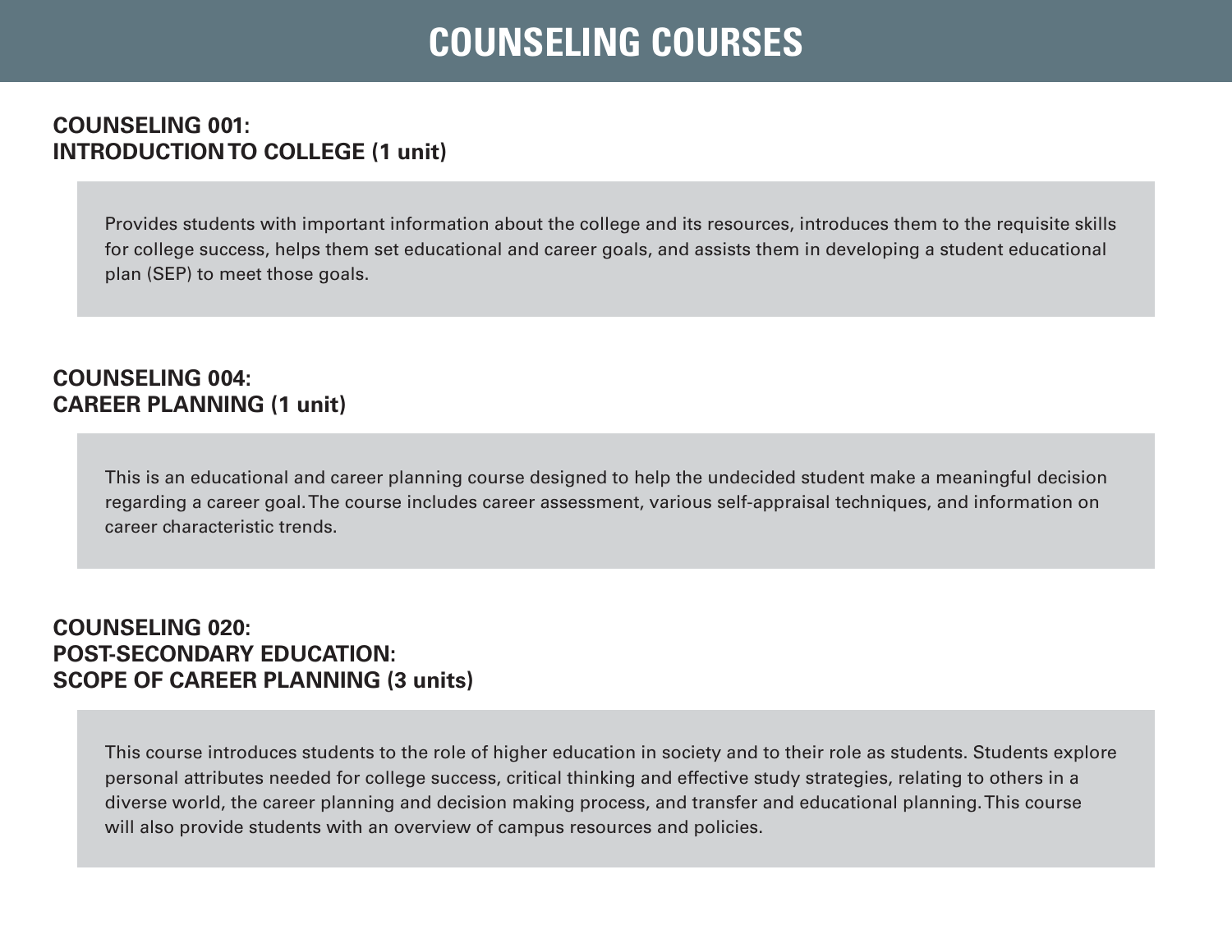# COUNSELING COURSES

## COUNSELING 001: INTRODUCTION TO COLLEGE (1 unit)

Provides students with important information about the college and its resources, introduces them to the requisite skills for college success, helps them set educational and career goals, and assists them in developing a student educational plan (SEP) to meet those goals.

## COUNSELING 004: CAREER PLANNING (1 unit)

This is an educational and career planning course designed to help the undecided student make a meaningful decision regarding a career goal. The course includes career assessment, various self-appraisal techniques, and information on career characteristic trends.

## COUNSELING 020: POST-SECONDARY EDUCATION: SCOPE OF CAREER PLANNING (3 units)

This course introduces students to the role of higher education in society and to their role as students. Students explore personal attributes needed for college success, critical thinking and effective study strategies, relating to others in a diverse world, the career planning and decision making process, and transfer and educational planning. This course will also provide students with an overview of campus resources and policies.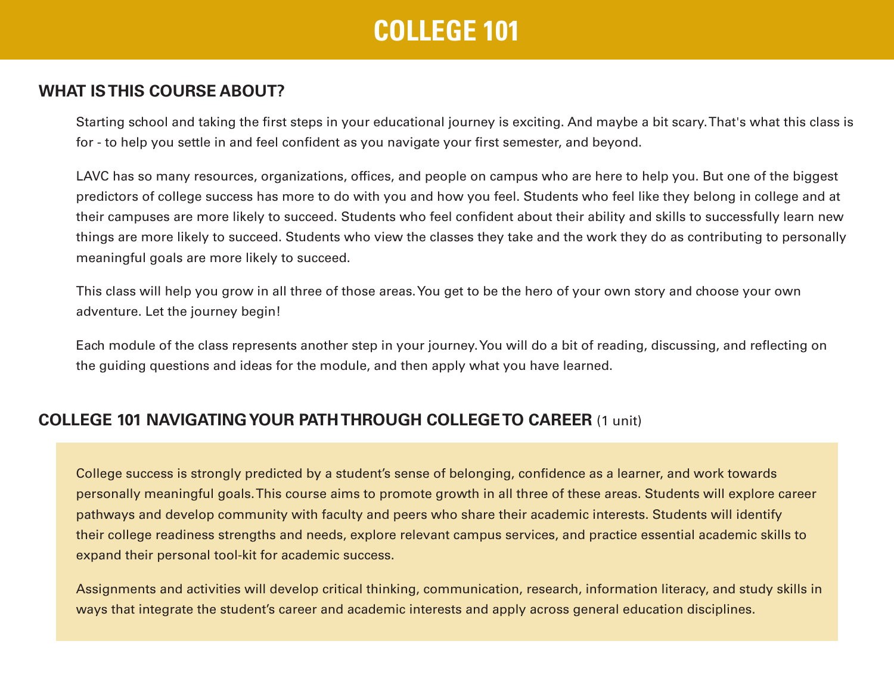# COLLEGE 101

## WHAT IS THIS COURSE ABOUT?

Starting school and taking the first steps in your educational journey is exciting. And maybe a bit scary. That's what this class is for - to help you settle in and feel confident as you navigate your first semester, and beyond.

LAVC has so many resources, organizations, offices, and people on campus who are here to help you. But one of the biggest predictors of college success has more to do with you and how you feel. Students who feel like they belong in college and at their campuses are more likely to succeed. Students who feel confident about their ability and skills to successfully learn new things are more likely to succeed. Students who view the classes they take and the work they do as contributing to personally meaningful goals are more likely to succeed.

This class will help you grow in all three of those areas. You get to be the hero of your own story and choose your own adventure. Let the journey begin!

Each module of the class represents another step in your journey. You will do a bit of reading, discussing, and reflecting on the guiding questions and ideas for the module, and then apply what you have learned.

## COLLEGE 101 NAVIGATING YOUR PATH THROUGH COLLEGE TO CAREER (1 unit)

College success is strongly predicted by a student's sense of belonging, confidence as a learner, and work towards personally meaningful goals. This course aims to promote growth in all three of these areas. Students will explore career pathways and develop community with faculty and peers who share their academic interests. Students will identify their college readiness strengths and needs, explore relevant campus services, and practice essential academic skills to expand their personal tool-kit for academic success.

Assignments and activities will develop critical thinking, communication, research, information literacy, and study skills in ways that integrate the student's career and academic interests and apply across general education disciplines.